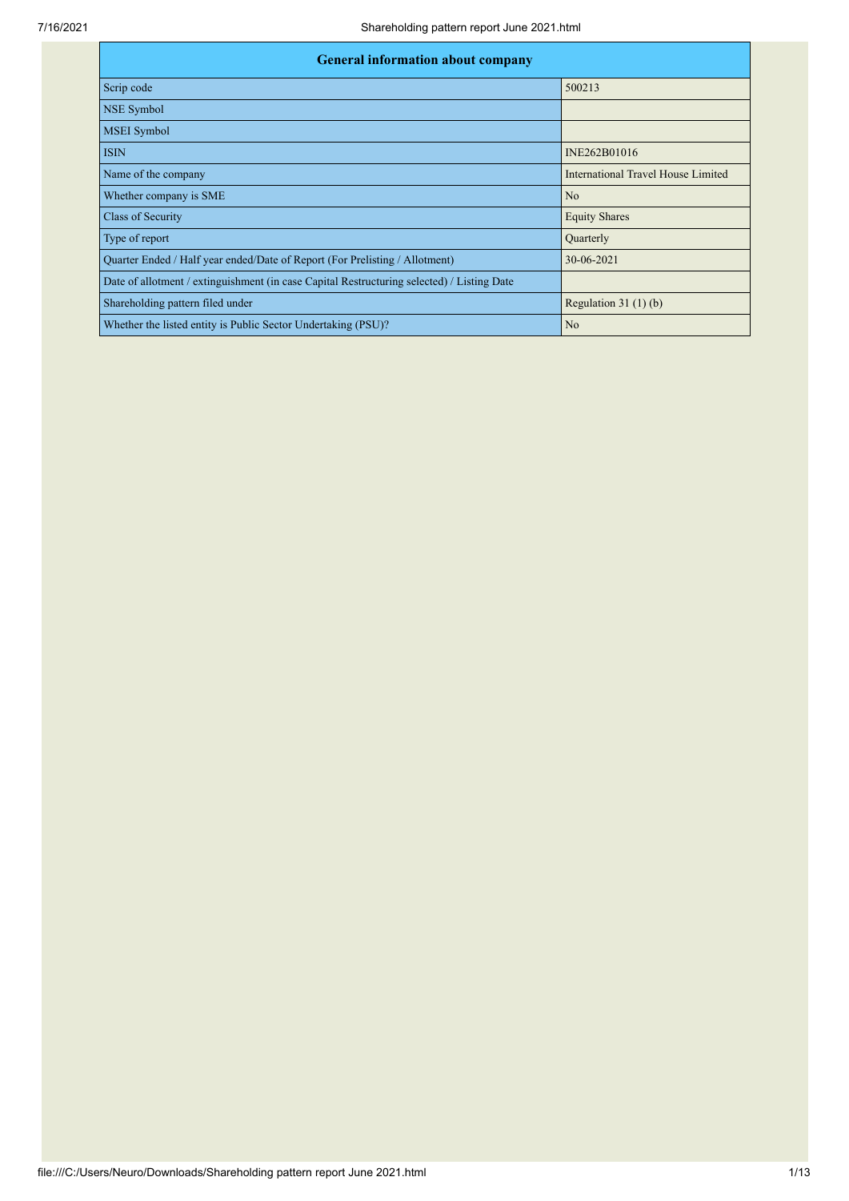| General information about company | |
|---|---|
| Scrip code | 500213 |
| NSE Symbol | |
| MSEI Symbol | |
| ISIN | INE262B01016 |
| Name of the company | International Travel House Limited |
| Whether company is SME | No |
| Class of Security | Equity Shares |
| Type of report | Quarterly |
| Quarter Ended / Half year ended/Date of Report (For Prelisting / Allotment) | 30-06-2021 |
| Date of allotment / extinguishment (in case Capital Restructuring selected) / Listing Date | |
| Shareholding pattern filed under | Regulation 31 (1) (b) |
| Whether the listed entity is Public Sector Undertaking (PSU)? | No |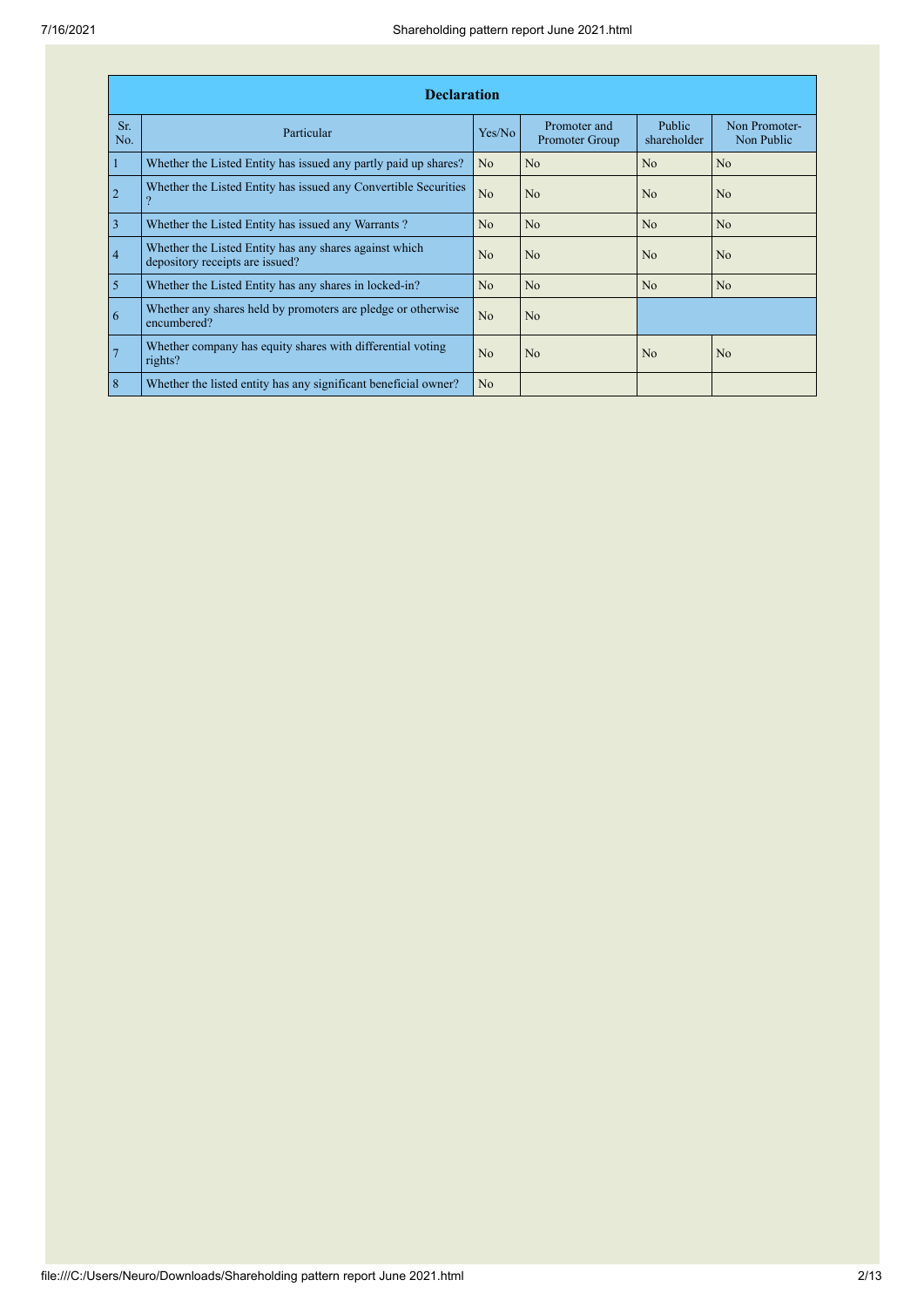| Declaration | | | | | |
|---|---|---|---|---|---|
| Sr. No. | Particular | Yes/No | Promoter and Promoter Group | Public shareholder | Non Promoter- Non Public |
| 1 | Whether the Listed Entity has issued any partly paid up shares? | No | No | No | No |
| 2 | Whether the Listed Entity has issued any Convertible Securities ? | No | No | No | No |
| 3 | Whether the Listed Entity has issued any Warrants ? | No | No | No | No |
| 4 | Whether the Listed Entity has any shares against which depository receipts are issued? | No | No | No | No |
| 5 | Whether the Listed Entity has any shares in locked-in? | No | No | No | No |
| 6 | Whether any shares held by promoters are pledge or otherwise encumbered? | No | No | | |
| 7 | Whether company has equity shares with differential voting rights? | No | No | No | No |
| 8 | Whether the listed entity has any significant beneficial owner? | No | | | |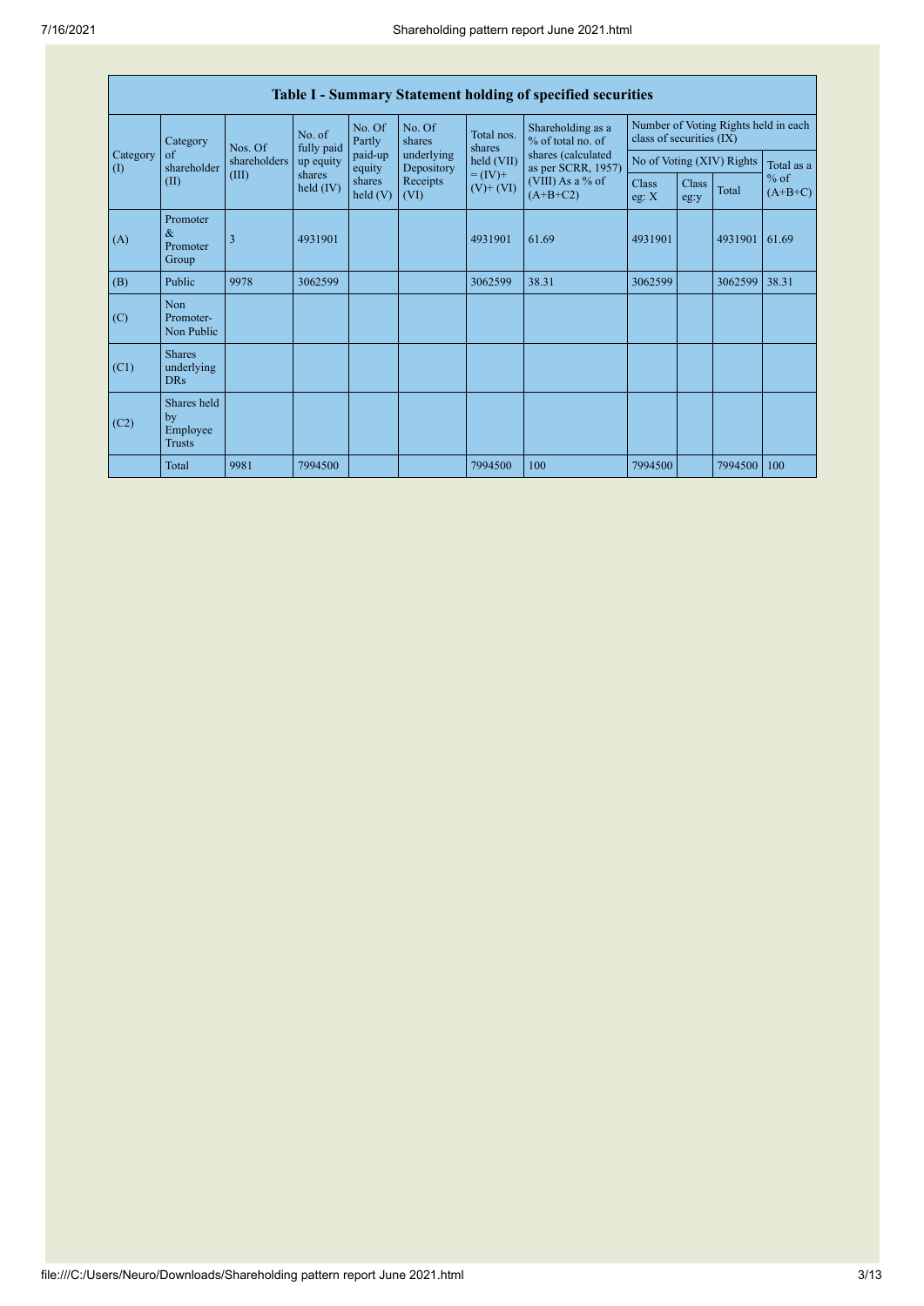| Table I - Summary Statement holding of specified securities | | | | | | | | | | | | |
|---|---|---|---|---|---|---|---|---|---|---|---|---|
| Category (I) | Category of shareholder (II) | Nos. Of shareholders (III) | No. of fully paid up equity shares held (IV) | No. Of Partly paid-up equity shares held (V) | No. Of shares underlying Depository Receipts (VI) | Total nos. shares held (VII) = (IV)+ (V)+ (VI) | Shareholding as a % of total no. of shares (calculated as per SCRR, 1957) (VIII) As a % of (A+B+C2) | Number of Voting Rights held in each class of securities (IX) | | | |
| | | | | | | | | No of Voting (XIV) Rights | | | Total as a % of (A+B+C) |
| | | | | | | | | Class eg: X | Class eg:y | Total | |
| (A) | Promoter & Promoter Group | 3 | 4931901 | | | 4931901 | 61.69 | 4931901 | | 4931901 | 61.69 |
| (B) | Public | 9978 | 3062599 | | | 3062599 | 38.31 | 3062599 | | 3062599 | 38.31 |
| (C) | Non Promoter- Non Public | | | | | | | | | | |
| (C1) | Shares underlying DRs | | | | | | | | | | |
| (C2) | Shares held by Employee Trusts | | | | | | | | | | |
| | Total | 9981 | 7994500 | | | 7994500 | 100 | 7994500 | | 7994500 | 100 |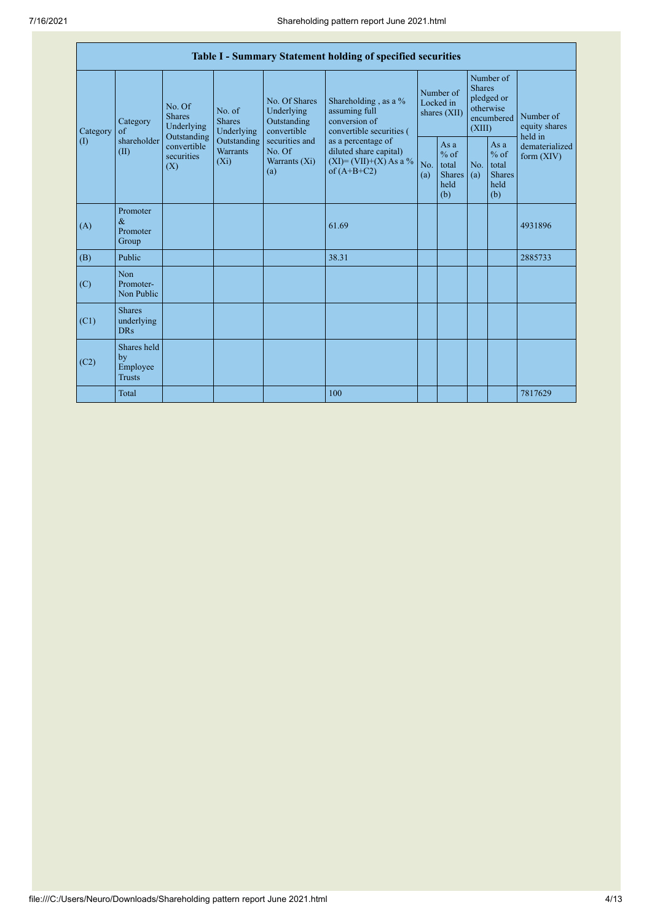| Table I - Summary Statement holding of specified securities | | | | | | | | | | | |
|---|---|---|---|---|---|---|---|---|---|---|---|
| Category (I) | Category of shareholder (II) | No. Of Shares Underlying Outstanding convertible securities (X) | No. of Shares Underlying Outstanding Warrants (Xi) | No. Of Shares Underlying Outstanding convertible securities and No. Of Warrants (Xi) (a) | Shareholding , as a % assuming full conversion of convertible securities ( as a percentage of diluted share capital) (XI)= (VII)+(X) As a % of (A+B+C2) | Number of Locked in shares (XII) | | Number of Shares pledged or otherwise encumbered (XIII) | | Number of equity shares held in dematerialized form (XIV) |
| | | | | | | No. (a) | As a % of total Shares held (b) | No. (a) | As a % of total Shares held (b) | |
| (A) | Promoter & Promoter Group | | | | 61.69 | | | | | 4931896 |
| (B) | Public | | | | 38.31 | | | | | 2885733 |
| (C) | Non Promoter- Non Public | | | | | | | | | |
| (C1) | Shares underlying DRs | | | | | | | | | |
| (C2) | Shares held by Employee Trusts | | | | | | | | | |
| | Total | | | | 100 | | | | | 7817629 |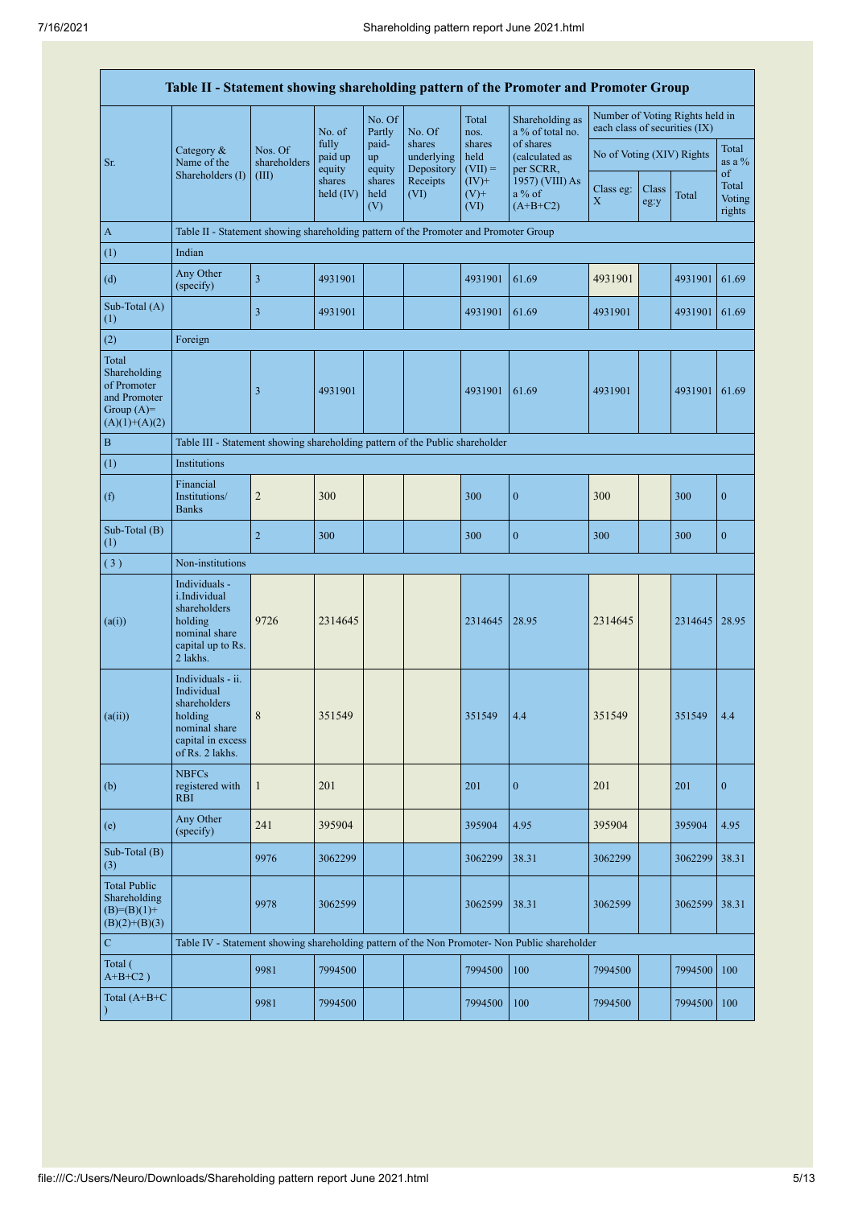| Table II - Statement showing shareholding pattern of the Promoter and Promoter Group | | | | | | | | | | | | |
|---|---|---|---|---|---|---|---|---|---|---|---|---|
| Sr. | Category & Name of the Shareholders (I) | Nos. Of shareholders (III) | No. of fully paid up equity shares held (IV) | No. Of Partly paid-up equity shares held (V) | No. Of shares underlying Depository Receipts (VI) | Total nos. shares held (VII) = (IV)+ (V)+ (VI) | Shareholding as a % of total no. of shares (calculated as per SCRR, 1957) (VIII) As a % of (A+B+C2) | Number of Voting Rights held in each class of securities (IX) | | | | |
| | | | | | | | | No of Voting (XIV) Rights | | | Total as a % of Total Voting rights |
| | | | | | | | | Class eg: X | Class eg:y | Total | |
| A | Table II - Statement showing shareholding pattern of the Promoter and Promoter Group | | | | | | | | | | | |
| (1) | Indian | | | | | | | | | | | |
| (d) | Any Other (specify) | 3 | 4931901 | | | 4931901 | 61.69 | 4931901 | | 4931901 | 61.69 |
| Sub-Total (A)(1) | | 3 | 4931901 | | | 4931901 | 61.69 | 4931901 | | 4931901 | 61.69 |
| (2) | Foreign | | | | | | | | | | | |
| Total Shareholding of Promoter and Promoter Group (A)=(A)(1)+(A)(2) | | 3 | 4931901 | | | 4931901 | 61.69 | 4931901 | | 4931901 | 61.69 |
| B | Table III - Statement showing shareholding pattern of the Public shareholder | | | | | | | | | | | |
| (1) | Institutions | | | | | | | | | | | |
| (f) | Financial Institutions/ Banks | 2 | 300 | | | 300 | 0 | 300 | | 300 | 0 |
| Sub-Total (B)(1) | | 2 | 300 | | | 300 | 0 | 300 | | 300 | 0 |
| (3) | Non-institutions | | | | | | | | | | | |
| (a(i)) | Individuals - i.Individual shareholders holding nominal share capital up to Rs. 2 lakhs. | 9726 | 2314645 | | | 2314645 | 28.95 | 2314645 | | 2314645 | 28.95 |
| (a(ii)) | Individuals - ii. Individual shareholders holding nominal share capital in excess of Rs. 2 lakhs. | 8 | 351549 | | | 351549 | 4.4 | 351549 | | 351549 | 4.4 |
| (b) | NBFCs registered with RBI | 1 | 201 | | | 201 | 0 | 201 | | 201 | 0 |
| (e) | Any Other (specify) | 241 | 395904 | | | 395904 | 4.95 | 395904 | | 395904 | 4.95 |
| Sub-Total (B)(3) | | 9976 | 3062299 | | | 3062299 | 38.31 | 3062299 | | 3062299 | 38.31 |
| Total Public Shareholding (B)=(B)(1)+(B)(2)+(B)(3) | | 9978 | 3062599 | | | 3062599 | 38.31 | 3062599 | | 3062599 | 38.31 |
| C | Table IV - Statement showing shareholding pattern of the Non Promoter- Non Public shareholder | | | | | | | | | | | |
| Total ( A+B+C2 ) | | 9981 | 7994500 | | | 7994500 | 100 | 7994500 | | 7994500 | 100 |
| Total (A+B+C ) | | 9981 | 7994500 | | | 7994500 | 100 | 7994500 | | 7994500 | 100 |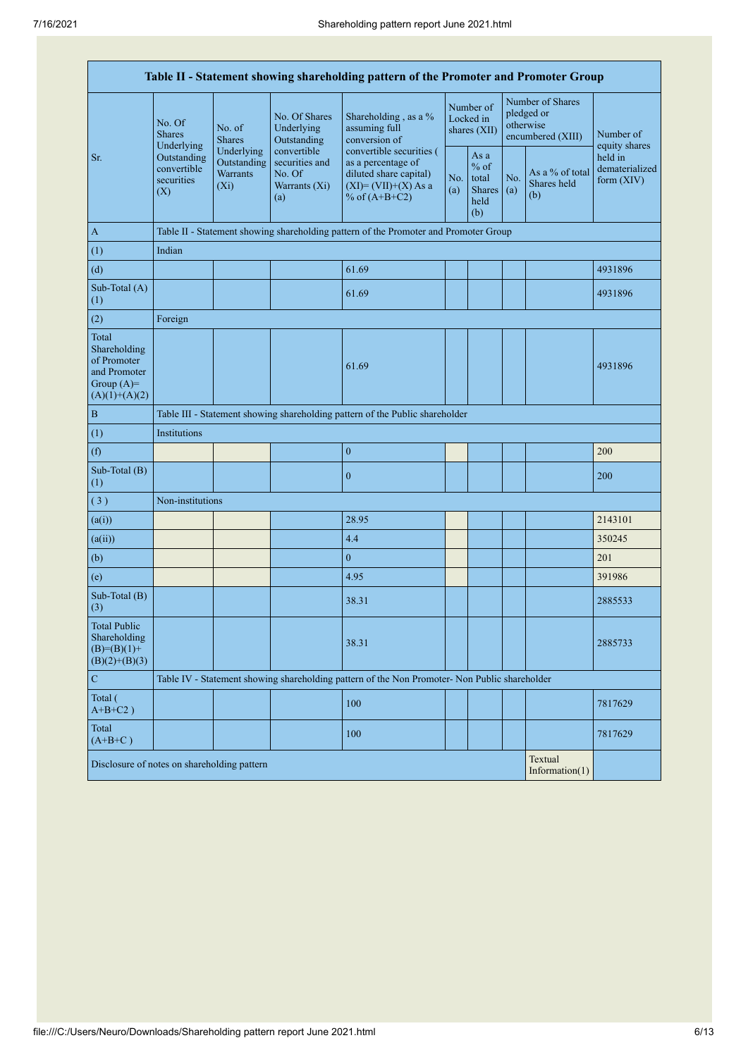| Table II - Statement showing shareholding pattern of the Promoter and Promoter Group | | | | | | | | | |
|---|---|---|---|---|---|---|---|---|---|
| Sr. | No. Of Shares Underlying Outstanding convertible securities (X) | No. of Shares Underlying Outstanding Warrants (Xi) | No. Of Shares Underlying Outstanding convertible securities and No. Of Warrants (Xi) (a) | Shareholding , as a % assuming full conversion of convertible securities ( as a percentage of diluted share capital) (XI)= (VII)+(X) As a % of (A+B+C2) | Number of Locked in shares (XII) | | Number of Shares pledged or otherwise encumbered (XIII) | | Number of equity shares held in dematerialized form (XIV) |
| | | | | | No. (a) | As a % of total Shares held (b) | No. (a) | As a % of total Shares held (b) | |
| A | Table II - Statement showing shareholding pattern of the Promoter and Promoter Group | | | | | | | | |
| (1) | Indian | | | | | | | | |
| (d) | | | | 61.69 | | | | | 4931896 |
| Sub-Total (A) (1) | | | | 61.69 | | | | | 4931896 |
| (2) | Foreign | | | | | | | | |
| Total Shareholding of Promoter and Promoter Group (A)= (A)(1)+(A)(2) | | | | 61.69 | | | | | 4931896 |
| B | Table III - Statement showing shareholding pattern of the Public shareholder | | | | | | | | |
| (1) | Institutions | | | | | | | | |
| (f) | | | | 0 | | | | | 200 |
| Sub-Total (B) (1) | | | | 0 | | | | | 200 |
| ( 3 ) | Non-institutions | | | | | | | | |
| (a(i)) | | | | 28.95 | | | | | 2143101 |
| (a(ii)) | | | | 4.4 | | | | | 350245 |
| (b) | | | | 0 | | | | | 201 |
| (e) | | | | 4.95 | | | | | 391986 |
| Sub-Total (B) (3) | | | | 38.31 | | | | | 2885533 |
| Total Public Shareholding (B)=(B)(1)+(B)(2)+(B)(3) | | | | 38.31 | | | | | 2885733 |
| C | Table IV - Statement showing shareholding pattern of the Non Promoter- Non Public shareholder | | | | | | | | |
| Total ( A+B+C2 ) | | | | 100 | | | | | 7817629 |
| Total (A+B+C ) | | | | 100 | | | | | 7817629 |
| Disclosure of notes on shareholding pattern | | | | | | | | Textual Information(1) | |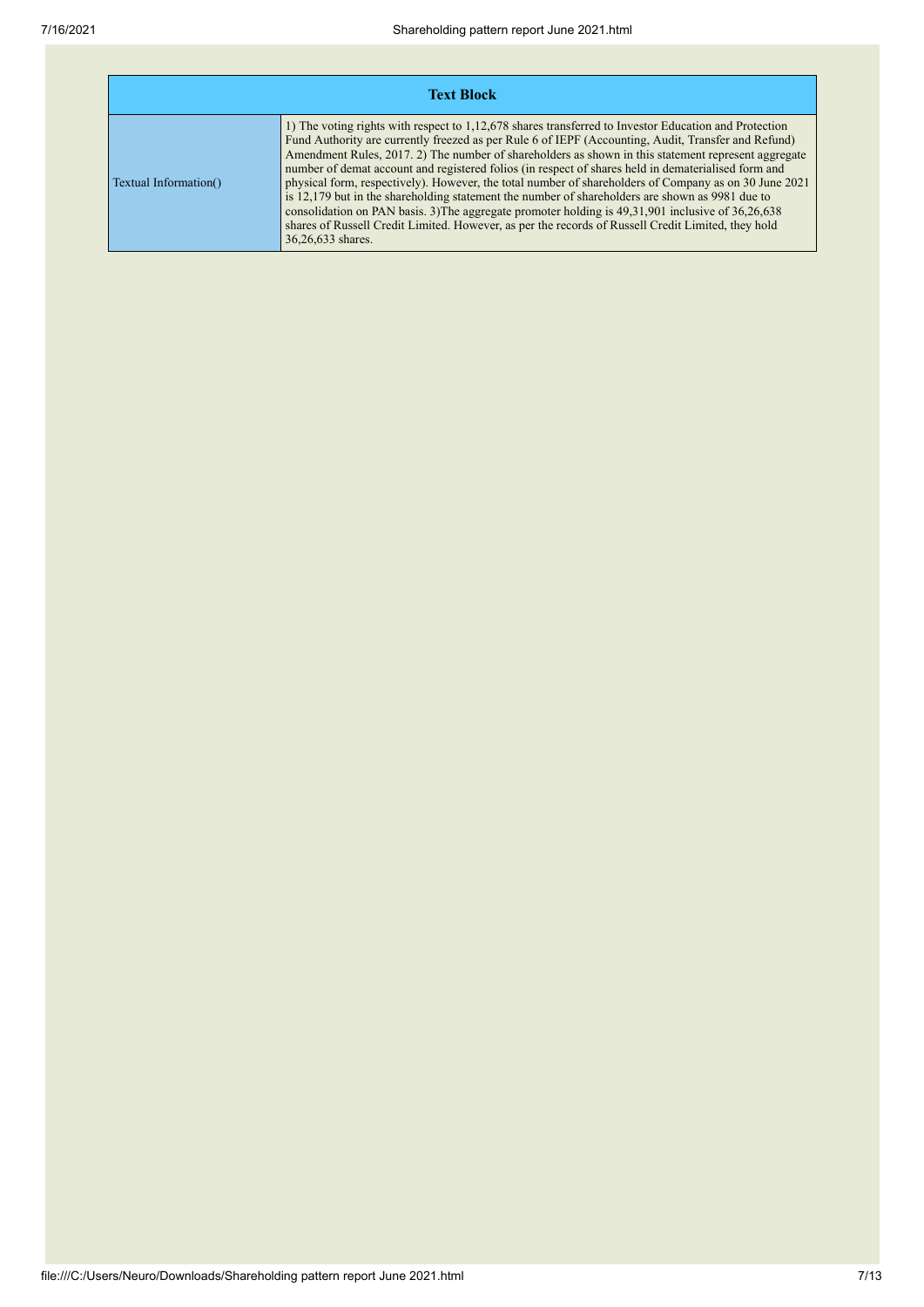| Text Block | |
|---|---|
| Textual Information() | 1) The voting rights with respect to 1,12,678 shares transferred to Investor Education and Protection Fund Authority are currently freezed as per Rule 6 of IEPF (Accounting, Audit, Transfer and Refund) Amendment Rules, 2017. 2) The number of shareholders as shown in this statement represent aggregate number of demat account and registered folios (in respect of shares held in dematerialised form and physical form, respectively). However, the total number of shareholders of Company as on 30 June 2021 is 12,179 but in the shareholding statement the number of shareholders are shown as 9981 due to consolidation on PAN basis. 3)The aggregate promoter holding is 49,31,901 inclusive of 36,26,638 shares of Russell Credit Limited. However, as per the records of Russell Credit Limited, they hold 36,26,633 shares. |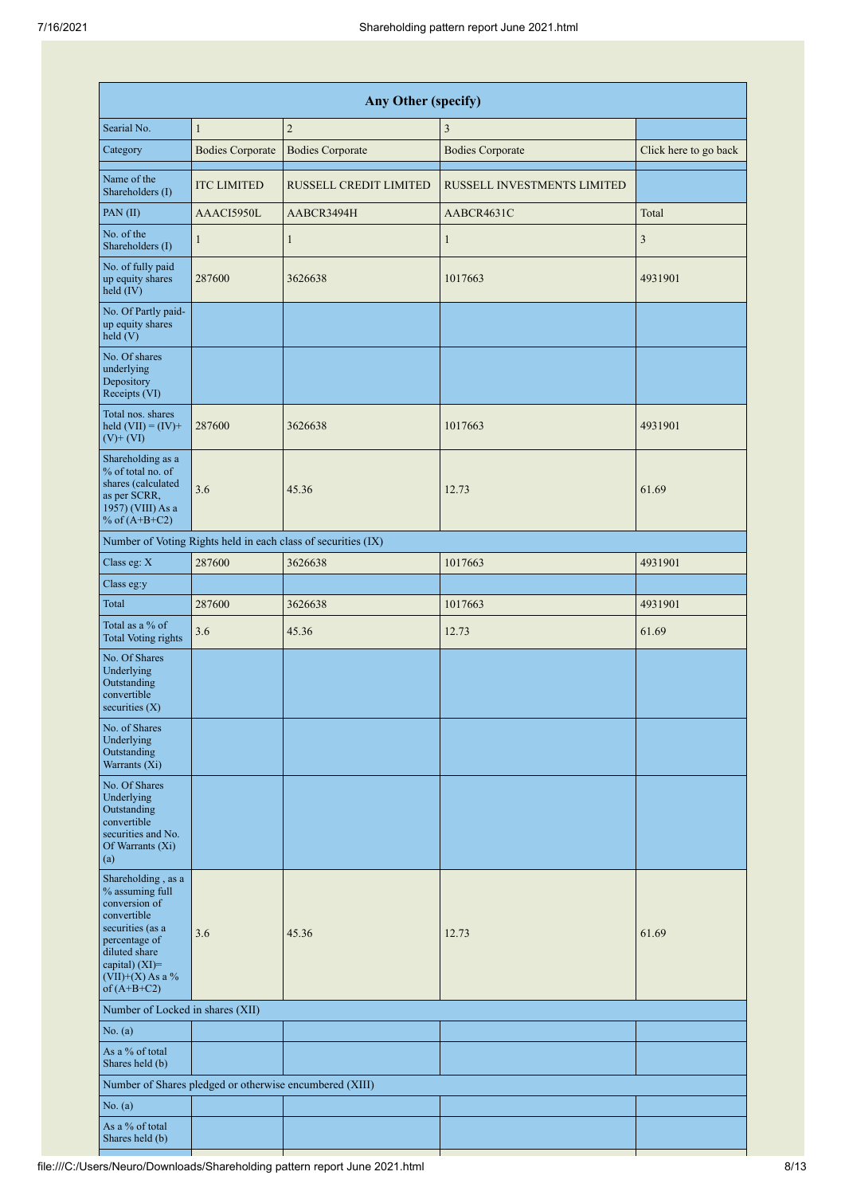| Any Other (specify) | | | | |
|---|---|---|---|---|
| Searial No. | 1 | 2 | 3 | |
| Category | Bodies Corporate | Bodies Corporate | Bodies Corporate | Click here to go back |
| Name of the Shareholders (I) | ITC LIMITED | RUSSELL CREDIT LIMITED | RUSSELL INVESTMENTS LIMITED | |
| PAN (II) | AAACI5950L | AABCR3494H | AABCR4631C | Total |
| No. of the Shareholders (I) | 1 | 1 | 1 | 3 |
| No. of fully paid up equity shares held (IV) | 287600 | 3626638 | 1017663 | 4931901 |
| No. Of Partly paid-up equity shares held (V) | | | | |
| No. Of shares underlying Depository Receipts (VI) | | | | |
| Total nos. shares held (VII) = (IV)+(V)+ (VI) | 287600 | 3626638 | 1017663 | 4931901 |
| Shareholding as a % of total no. of shares (calculated as per SCRR, 1957) (VIII) As a % of (A+B+C2) | 3.6 | 45.36 | 12.73 | 61.69 |
| Number of Voting Rights held in each class of securities (IX) | | | | |
| Class eg: X | 287600 | 3626638 | 1017663 | 4931901 |
| Class eg:y | | | | |
| Total | 287600 | 3626638 | 1017663 | 4931901 |
| Total as a % of Total Voting rights | 3.6 | 45.36 | 12.73 | 61.69 |
| No. Of Shares Underlying Outstanding convertible securities (X) | | | | |
| No. of Shares Underlying Outstanding Warrants (Xi) | | | | |
| No. Of Shares Underlying Outstanding convertible securities and No. Of Warrants (Xi) (a) | | | | |
| Shareholding , as a % assuming full conversion of convertible securities (as a percentage of diluted share capital) (XI)= (VII)+(X) As a % of (A+B+C2) | 3.6 | 45.36 | 12.73 | 61.69 |
| Number of Locked in shares (XII) | | | | |
| No. (a) | | | | |
| As a % of total Shares held (b) | | | | |
| Number of Shares pledged or otherwise encumbered (XIII) | | | | |
| No. (a) | | | | |
| As a % of total Shares held (b) | | | | |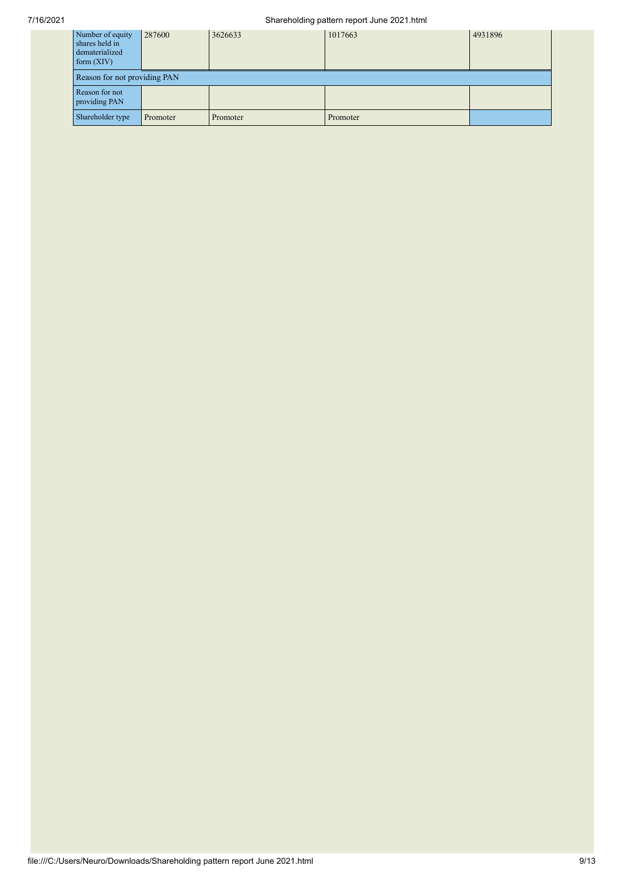| Number of equity shares held in dematerialized form (XIV) | 287600 | 3626633 | 1017663 | 4931896 |
|---|---|---|---|---|
| Reason for not providing PAN | | | | |
| Reason for not providing PAN | | | | |
| Shareholder type | Promoter | Promoter | Promoter | |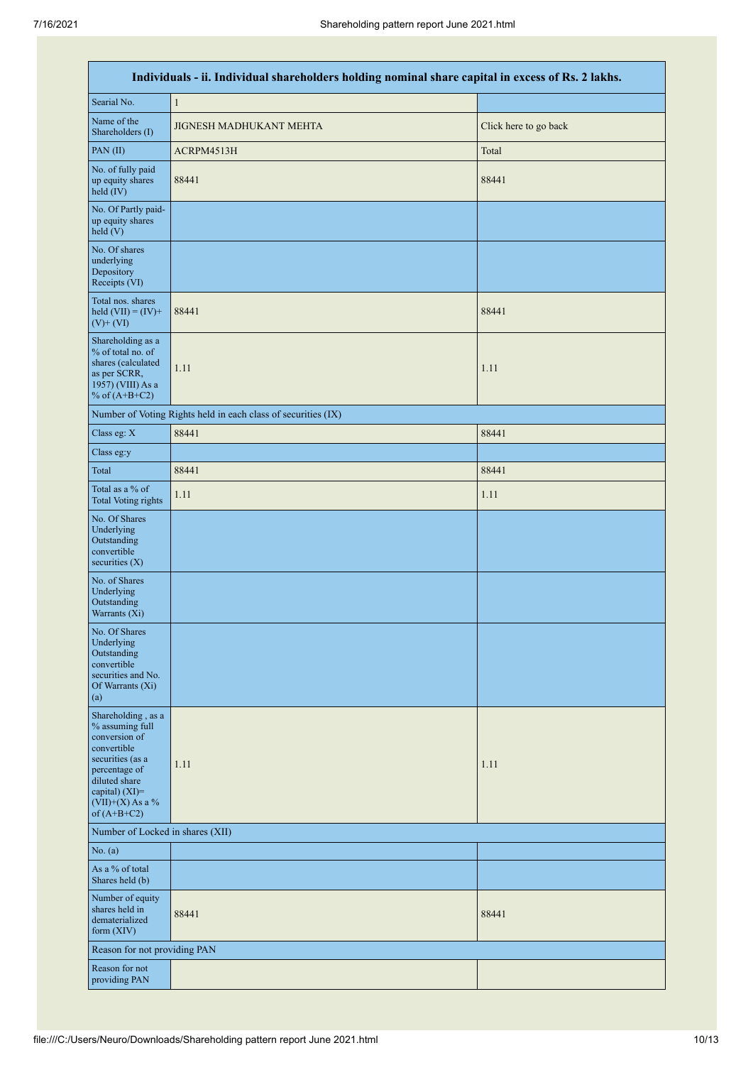| Individuals - ii. Individual shareholders holding nominal share capital in excess of Rs. 2 lakhs. | | |
|---|---|---|
| Searial No. | 1 | |
| Name of the Shareholders (I) | JIGNESH MADHUKANT MEHTA | Click here to go back |
| PAN (II) | ACRPM4513H | Total |
| No. of fully paid up equity shares held (IV) | 88441 | 88441 |
| No. Of Partly paid-up equity shares held (V) | | |
| No. Of shares underlying Depository Receipts (VI) | | |
| Total nos. shares held (VII) = (IV)+ (V)+ (VI) | 88441 | 88441 |
| Shareholding as a % of total no. of shares (calculated as per SCRR, 1957) (VIII) As a % of (A+B+C2) | 1.11 | 1.11 |
| Number of Voting Rights held in each class of securities (IX) | | |
| Class eg: X | 88441 | 88441 |
| Class eg:y | | |
| Total | 88441 | 88441 |
| Total as a % of Total Voting rights | 1.11 | 1.11 |
| No. Of Shares Underlying Outstanding convertible securities (X) | | |
| No. of Shares Underlying Outstanding Warrants (Xi) | | |
| No. Of Shares Underlying Outstanding convertible securities and No. Of Warrants (Xi) (a) | | |
| Shareholding , as a % assuming full conversion of convertible securities (as a percentage of diluted share capital) (XI)= (VII)+(X) As a % of (A+B+C2) | 1.11 | 1.11 |
| Number of Locked in shares (XII) | | |
| No. (a) | | |
| As a % of total Shares held (b) | | |
| Number of equity shares held in dematerialized form (XIV) | 88441 | 88441 |
| Reason for not providing PAN | | |
| Reason for not providing PAN | | |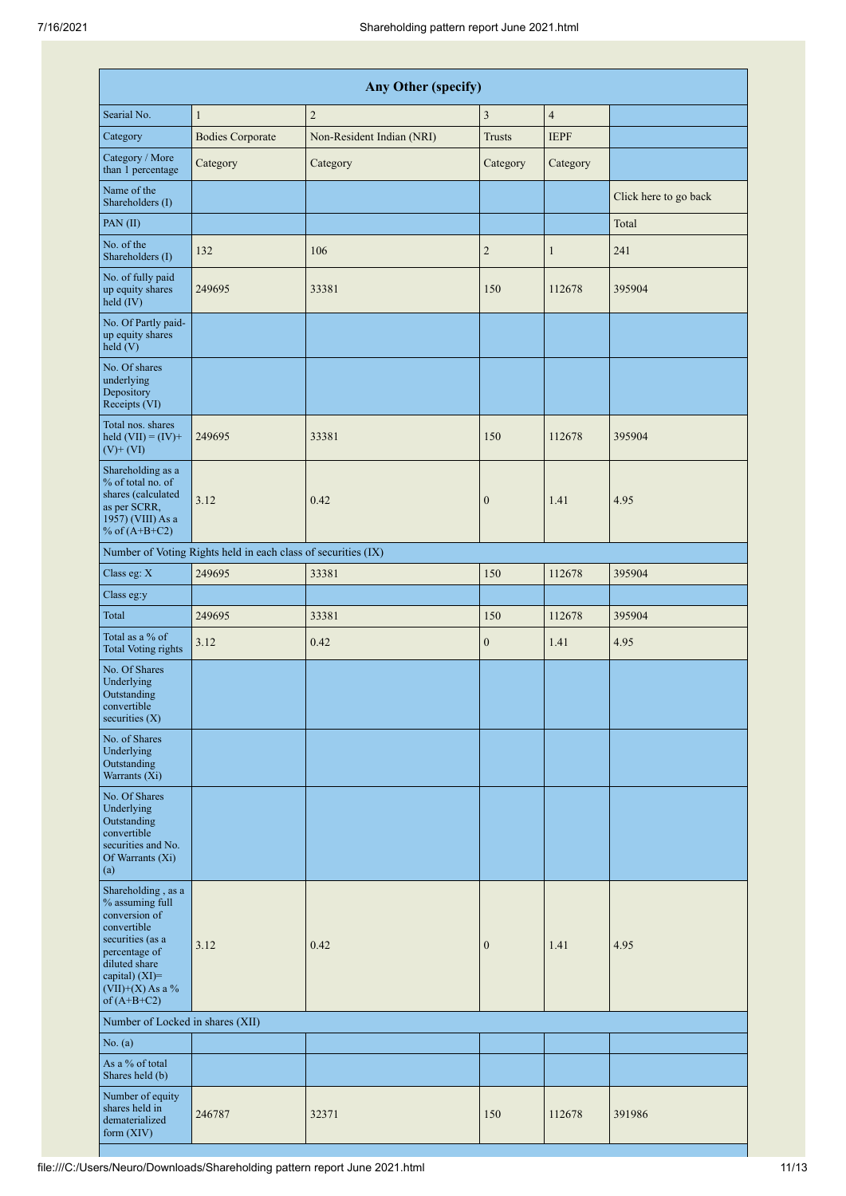| Any Other (specify) | | | | | |
|---|---|---|---|---|---|
| Searial No. | 1 | 2 | 3 | 4 | |
| Category | Bodies Corporate | Non-Resident Indian (NRI) | Trusts | IEPF | |
| Category / More than 1 percentage | Category | Category | Category | Category | |
| Name of the Shareholders (I) | | | | | Click here to go back |
| PAN (II) | | | | | Total |
| No. of the Shareholders (I) | 132 | 106 | 2 | 1 | 241 |
| No. of fully paid up equity shares held (IV) | 249695 | 33381 | 150 | 112678 | 395904 |
| No. Of Partly paid-up equity shares held (V) | | | | | |
| No. Of shares underlying Depository Receipts (VI) | | | | | |
| Total nos. shares held (VII) = (IV)+ (V)+ (VI) | 249695 | 33381 | 150 | 112678 | 395904 |
| Shareholding as a % of total no. of shares (calculated as per SCRR, 1957) (VIII) As a % of (A+B+C2) | 3.12 | 0.42 | 0 | 1.41 | 4.95 |
| Number of Voting Rights held in each class of securities (IX) | | | | | |
| Class eg: X | 249695 | 33381 | 150 | 112678 | 395904 |
| Class eg:y | | | | | |
| Total | 249695 | 33381 | 150 | 112678 | 395904 |
| Total as a % of Total Voting rights | 3.12 | 0.42 | 0 | 1.41 | 4.95 |
| No. Of Shares Underlying Outstanding convertible securities (X) | | | | | |
| No. of Shares Underlying Outstanding Warrants (Xi) | | | | | |
| No. Of Shares Underlying Outstanding convertible securities and No. Of Warrants (Xi) (a) | | | | | |
| Shareholding , as a % assuming full conversion of convertible securities (as a percentage of diluted share capital) (XI)= (VII)+(X) As a % of (A+B+C2) | 3.12 | 0.42 | 0 | 1.41 | 4.95 |
| Number of Locked in shares (XII) | | | | | |
| No. (a) | | | | | |
| As a % of total Shares held (b) | | | | | |
| Number of equity shares held in dematerialized form (XIV) | 246787 | 32371 | 150 | 112678 | 391986 |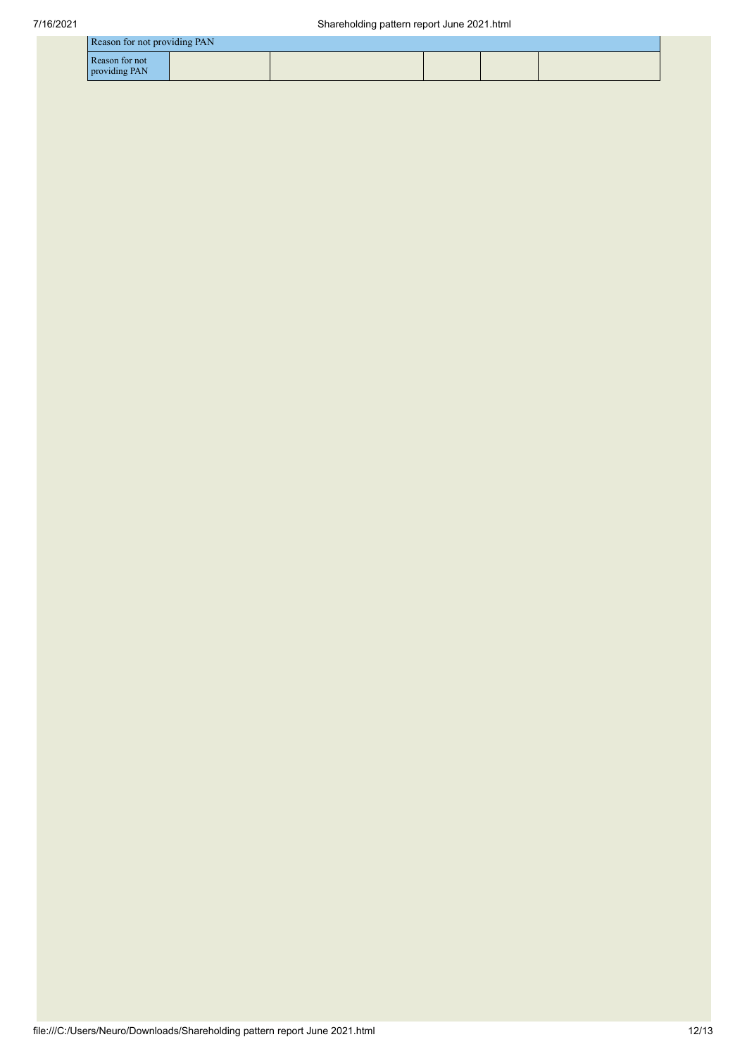| Reason for not providing PAN | | | | | |
|---|---|---|---|---|---|
| Reason for not providing PAN | | | | | |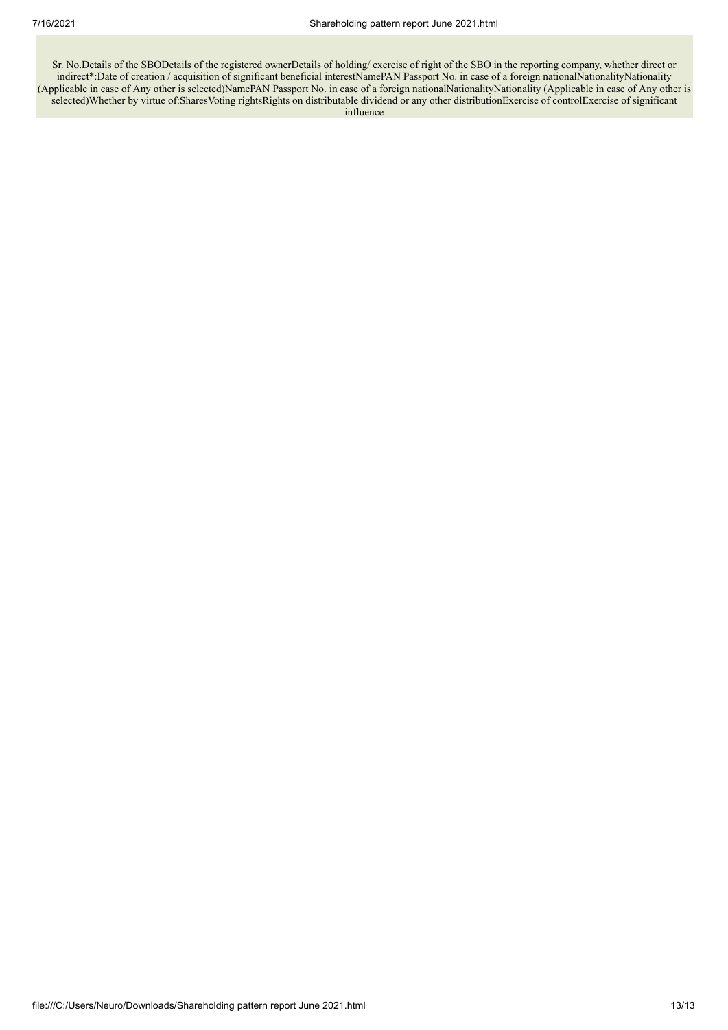Sr. No.Details of the SBODetails of the registered ownerDetails of holding/ exercise of right of the SBO in the reporting company, whether direct or indirect*:Date of creation / acquisition of significant beneficial interestNamePAN Passport No. in case of a foreign nationalNationalityNationality (Applicable in case of Any other is selected)NamePAN Passport No. in case of a foreign nationalNationalityNationality (Applicable in case of Any other is selected)Whether by virtue of:SharesVoting rightsRights on distributable dividend or any other distributionExercise of controlExercise of significant influence